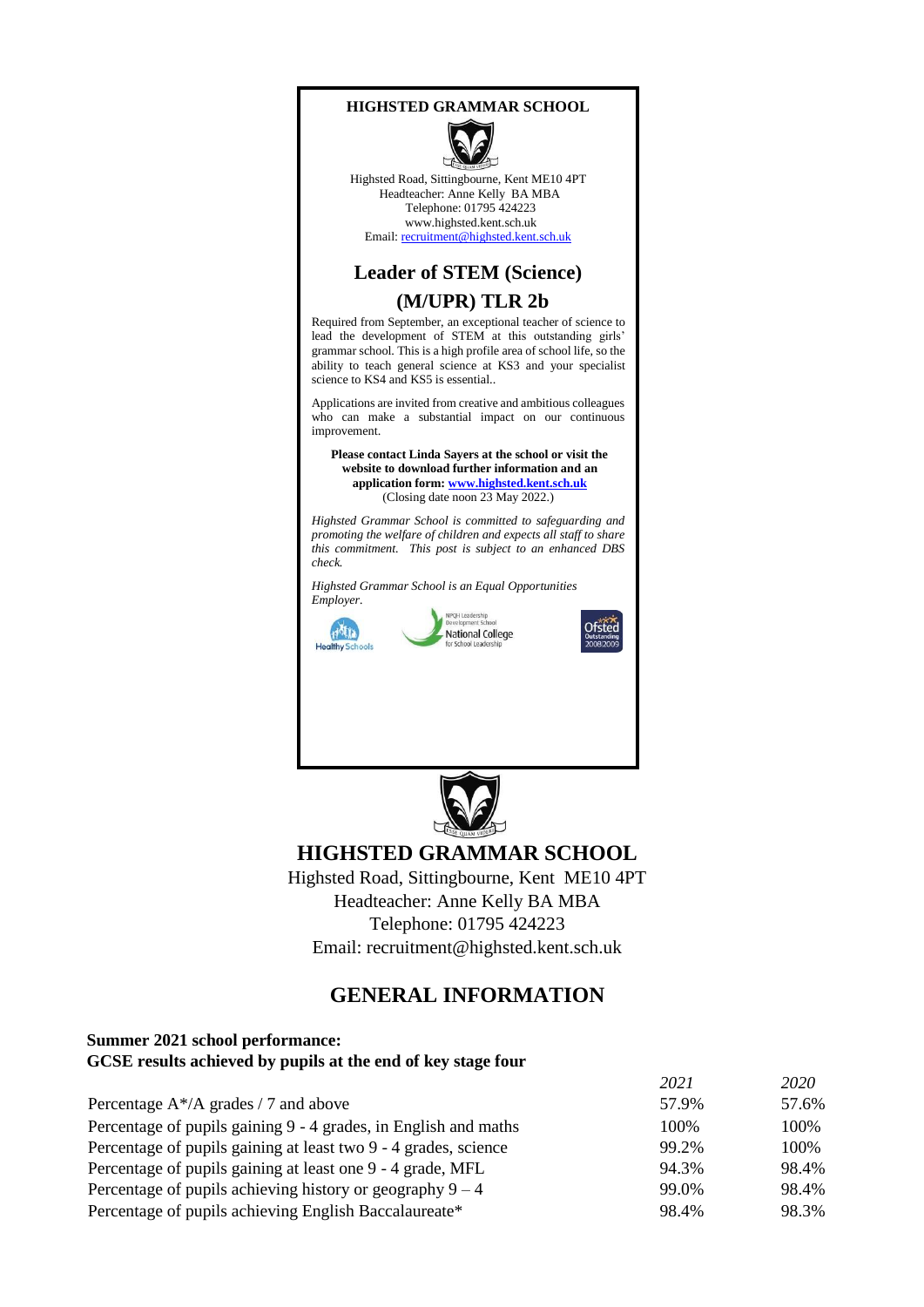**HIGHSTED GRAMMAR SCHOOL**

Highsted Road, Sittingbourne, Kent ME10 4PT
Headteacher: Anne Kelly BA MBA
Telephone: 01795 424223
www.highsted.kent.sch.uk
Email: recruitment@highsted.kent.sch.uk

## Leader of STEM (Science)
## (M/UPR) TLR 2b

Required from September, an exceptional teacher of science to lead the development of STEM at this outstanding girls' grammar school. This is a high profile area of school life, so the ability to teach general science at KS3 and your specialist science to KS4 and KS5 is essential..

Applications are invited from creative and ambitious colleagues who can make a substantial impact on our continuous improvement.

**Please contact Linda Sayers at the school or visit the website to download further information and an application form: www.highsted.kent.sch.uk**
(Closing date noon 23 May 2022.)

*Highsted Grammar School is committed to safeguarding and promoting the welfare of children and expects all staff to share this commitment. This post is subject to an enhanced DBS check.*

*Highsted Grammar School is an Equal Opportunities Employer.*

Healthy Schools

NPQH Leadership Development School
National College for School Leadership

Ofsted Outstanding 2008/2009

# HIGHSTED GRAMMAR SCHOOL

Highsted Road, Sittingbourne, Kent ME10 4PT
Headteacher: Anne Kelly BA MBA
Telephone: 01795 424223
Email: recruitment@highsted.kent.sch.uk

## GENERAL INFORMATION

**Summer 2021 school performance:**
**GCSE results achieved by pupils at the end of key stage four**

| | *2021* | *2020* |
|---|---|---|
| Percentage A*/A grades / 7 and above | 57.9% | 57.6% |
| Percentage of pupils gaining 9 - 4 grades, in English and maths | 100% | 100% |
| Percentage of pupils gaining at least two 9 - 4 grades, science | 99.2% | 100% |
| Percentage of pupils gaining at least one 9 - 4 grade, MFL | 94.3% | 98.4% |
| Percentage of pupils achieving history or geography 9 – 4 | 99.0% | 98.4% |
| Percentage of pupils achieving English Baccalaureate* | 98.4% | 98.3% |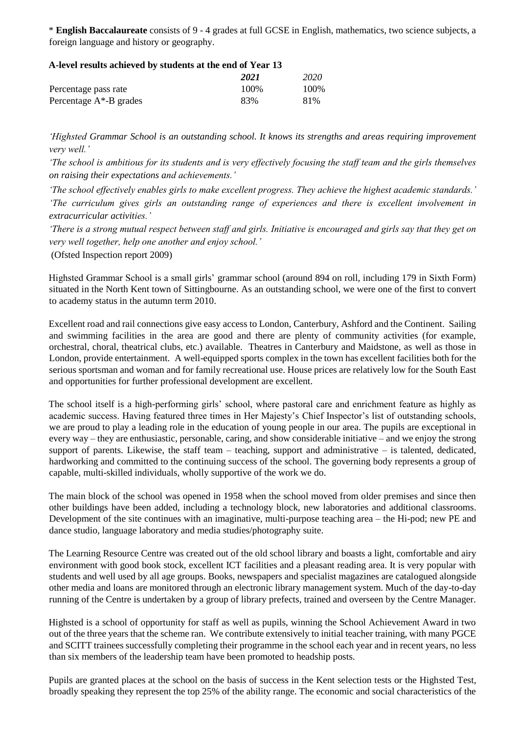\* **English Baccalaureate** consists of 9 - 4 grades at full GCSE in English, mathematics, two science subjects, a foreign language and history or geography.

**A-level results achieved by students at the end of Year 13**

| | ***2021*** | *2020* |
|---|---|---|
| Percentage pass rate | 100% | 100% |
| Percentage A*-B grades | 83% | 81% |

*'Highsted Grammar School is an outstanding school. It knows its strengths and areas requiring improvement very well.'*

*'The school is ambitious for its students and is very effectively focusing the staff team and the girls themselves on raising their expectations and achievements.'*

*'The school effectively enables girls to make excellent progress. They achieve the highest academic standards.'*

*'The curriculum gives girls an outstanding range of experiences and there is excellent involvement in extracurricular activities.'*

*'There is a strong mutual respect between staff and girls. Initiative is encouraged and girls say that they get on very well together, help one another and enjoy school.'*

(Ofsted Inspection report 2009)

Highsted Grammar School is a small girls' grammar school (around 894 on roll, including 179 in Sixth Form) situated in the North Kent town of Sittingbourne. As an outstanding school, we were one of the first to convert to academy status in the autumn term 2010.

Excellent road and rail connections give easy access to London, Canterbury, Ashford and the Continent. Sailing and swimming facilities in the area are good and there are plenty of community activities (for example, orchestral, choral, theatrical clubs, etc.) available. Theatres in Canterbury and Maidstone, as well as those in London, provide entertainment. A well-equipped sports complex in the town has excellent facilities both for the serious sportsman and woman and for family recreational use. House prices are relatively low for the South East and opportunities for further professional development are excellent.

The school itself is a high-performing girls' school, where pastoral care and enrichment feature as highly as academic success. Having featured three times in Her Majesty's Chief Inspector's list of outstanding schools, we are proud to play a leading role in the education of young people in our area. The pupils are exceptional in every way – they are enthusiastic, personable, caring, and show considerable initiative – and we enjoy the strong support of parents. Likewise, the staff team – teaching, support and administrative – is talented, dedicated, hardworking and committed to the continuing success of the school. The governing body represents a group of capable, multi-skilled individuals, wholly supportive of the work we do.

The main block of the school was opened in 1958 when the school moved from older premises and since then other buildings have been added, including a technology block, new laboratories and additional classrooms. Development of the site continues with an imaginative, multi-purpose teaching area – the Hi-pod; new PE and dance studio, language laboratory and media studies/photography suite.

The Learning Resource Centre was created out of the old school library and boasts a light, comfortable and airy environment with good book stock, excellent ICT facilities and a pleasant reading area. It is very popular with students and well used by all age groups. Books, newspapers and specialist magazines are catalogued alongside other media and loans are monitored through an electronic library management system. Much of the day-to-day running of the Centre is undertaken by a group of library prefects, trained and overseen by the Centre Manager.

Highsted is a school of opportunity for staff as well as pupils, winning the School Achievement Award in two out of the three years that the scheme ran. We contribute extensively to initial teacher training, with many PGCE and SCITT trainees successfully completing their programme in the school each year and in recent years, no less than six members of the leadership team have been promoted to headship posts.

Pupils are granted places at the school on the basis of success in the Kent selection tests or the Highsted Test, broadly speaking they represent the top 25% of the ability range. The economic and social characteristics of the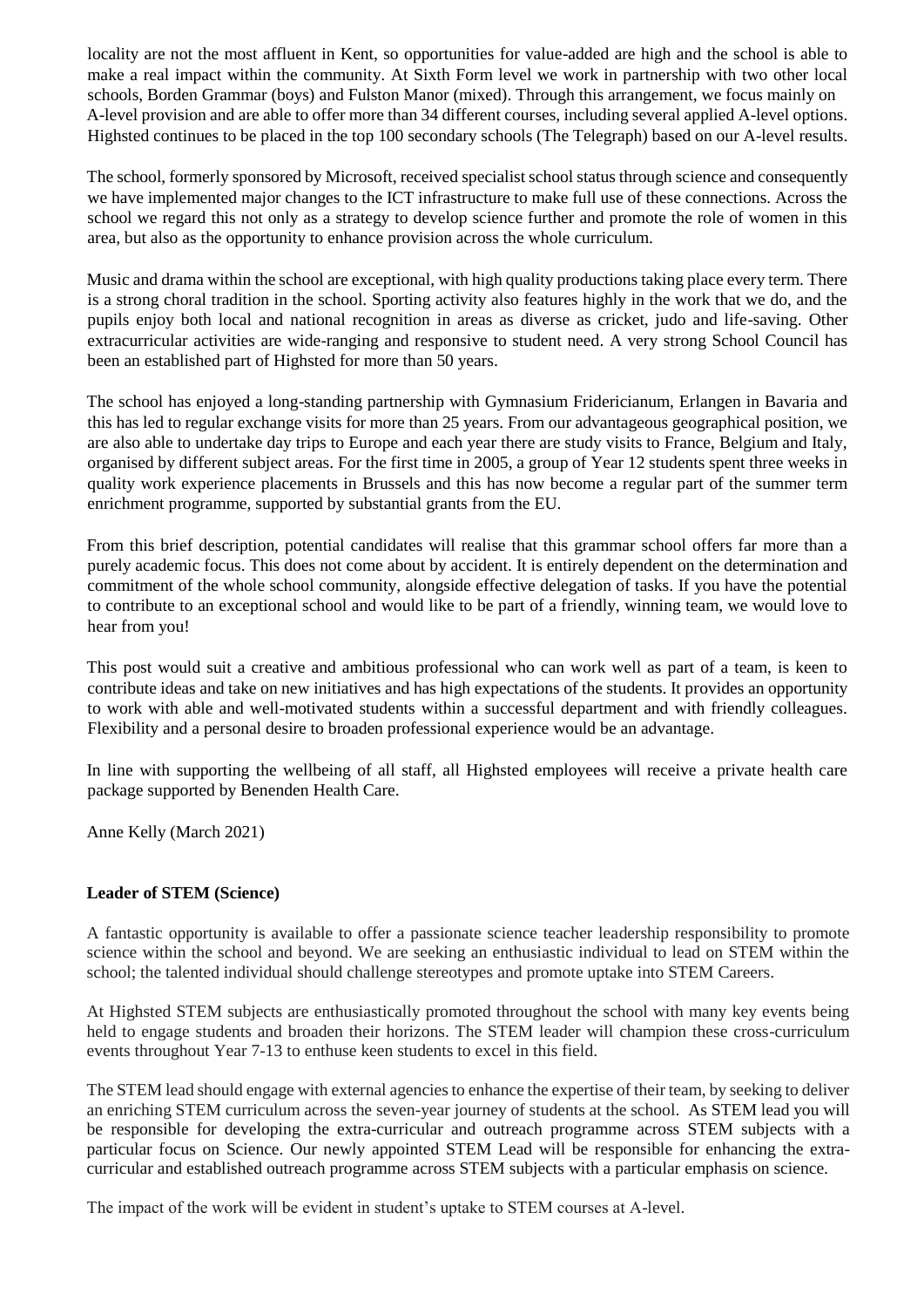locality are not the most affluent in Kent, so opportunities for value-added are high and the school is able to make a real impact within the community. At Sixth Form level we work in partnership with two other local schools, Borden Grammar (boys) and Fulston Manor (mixed). Through this arrangement, we focus mainly on A-level provision and are able to offer more than 34 different courses, including several applied A-level options. Highsted continues to be placed in the top 100 secondary schools (The Telegraph) based on our A-level results.

The school, formerly sponsored by Microsoft, received specialist school status through science and consequently we have implemented major changes to the ICT infrastructure to make full use of these connections. Across the school we regard this not only as a strategy to develop science further and promote the role of women in this area, but also as the opportunity to enhance provision across the whole curriculum.

Music and drama within the school are exceptional, with high quality productions taking place every term. There is a strong choral tradition in the school. Sporting activity also features highly in the work that we do, and the pupils enjoy both local and national recognition in areas as diverse as cricket, judo and life-saving. Other extracurricular activities are wide-ranging and responsive to student need. A very strong School Council has been an established part of Highsted for more than 50 years.

The school has enjoyed a long-standing partnership with Gymnasium Fridericianum, Erlangen in Bavaria and this has led to regular exchange visits for more than 25 years. From our advantageous geographical position, we are also able to undertake day trips to Europe and each year there are study visits to France, Belgium and Italy, organised by different subject areas. For the first time in 2005, a group of Year 12 students spent three weeks in quality work experience placements in Brussels and this has now become a regular part of the summer term enrichment programme, supported by substantial grants from the EU.

From this brief description, potential candidates will realise that this grammar school offers far more than a purely academic focus. This does not come about by accident. It is entirely dependent on the determination and commitment of the whole school community, alongside effective delegation of tasks. If you have the potential to contribute to an exceptional school and would like to be part of a friendly, winning team, we would love to hear from you!

This post would suit a creative and ambitious professional who can work well as part of a team, is keen to contribute ideas and take on new initiatives and has high expectations of the students. It provides an opportunity to work with able and well-motivated students within a successful department and with friendly colleagues. Flexibility and a personal desire to broaden professional experience would be an advantage.

In line with supporting the wellbeing of all staff, all Highsted employees will receive a private health care package supported by Benenden Health Care.

Anne Kelly (March 2021)

**Leader of STEM (Science)**

A fantastic opportunity is available to offer a passionate science teacher leadership responsibility to promote science within the school and beyond. We are seeking an enthusiastic individual to lead on STEM within the school; the talented individual should challenge stereotypes and promote uptake into STEM Careers.

At Highsted STEM subjects are enthusiastically promoted throughout the school with many key events being held to engage students and broaden their horizons. The STEM leader will champion these cross-curriculum events throughout Year 7-13 to enthuse keen students to excel in this field.

The STEM lead should engage with external agencies to enhance the expertise of their team, by seeking to deliver an enriching STEM curriculum across the seven-year journey of students at the school. As STEM lead you will be responsible for developing the extra-curricular and outreach programme across STEM subjects with a particular focus on Science. Our newly appointed STEM Lead will be responsible for enhancing the extra-curricular and established outreach programme across STEM subjects with a particular emphasis on science.

The impact of the work will be evident in student's uptake to STEM courses at A-level.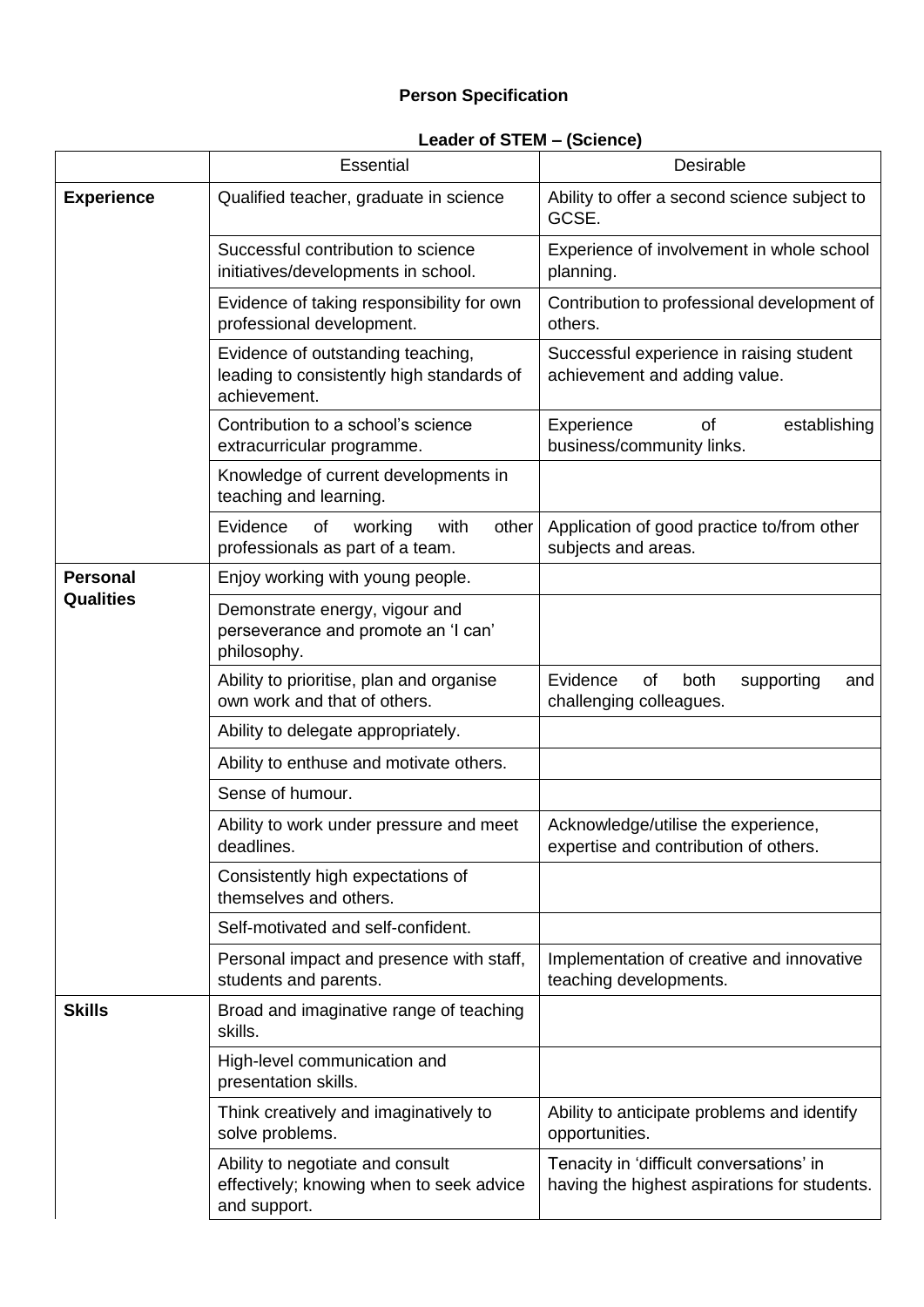**Person Specification**

**Leader of STEM – (Science)**

| | Essential | Desirable |
|---|---|---|
| **Experience** | Qualified teacher, graduate in science | Ability to offer a second science subject to GCSE. |
| | Successful contribution to science initiatives/developments in school. | Experience of involvement in whole school planning. |
| | Evidence of taking responsibility for own professional development. | Contribution to professional development of others. |
| | Evidence of outstanding teaching, leading to consistently high standards of achievement. | Successful experience in raising student achievement and adding value. |
| | Contribution to a school's science extracurricular programme. | Experience of establishing business/community links. |
| | Knowledge of current developments in teaching and learning. | |
| | Evidence of working with other professionals as part of a team. | Application of good practice to/from other subjects and areas. |
| **Personal Qualities** | Enjoy working with young people. | |
| | Demonstrate energy, vigour and perseverance and promote an 'I can' philosophy. | |
| | Ability to prioritise, plan and organise own work and that of others. | Evidence of both supporting and challenging colleagues. |
| | Ability to delegate appropriately. | |
| | Ability to enthuse and motivate others. | |
| | Sense of humour. | |
| | Ability to work under pressure and meet deadlines. | Acknowledge/utilise the experience, expertise and contribution of others. |
| | Consistently high expectations of themselves and others. | |
| | Self-motivated and self-confident. | |
| | Personal impact and presence with staff, students and parents. | Implementation of creative and innovative teaching developments. |
| **Skills** | Broad and imaginative range of teaching skills. | |
| | High-level communication and presentation skills. | |
| | Think creatively and imaginatively to solve problems. | Ability to anticipate problems and identify opportunities. |
| | Ability to negotiate and consult effectively; knowing when to seek advice and support. | Tenacity in 'difficult conversations' in having the highest aspirations for students. |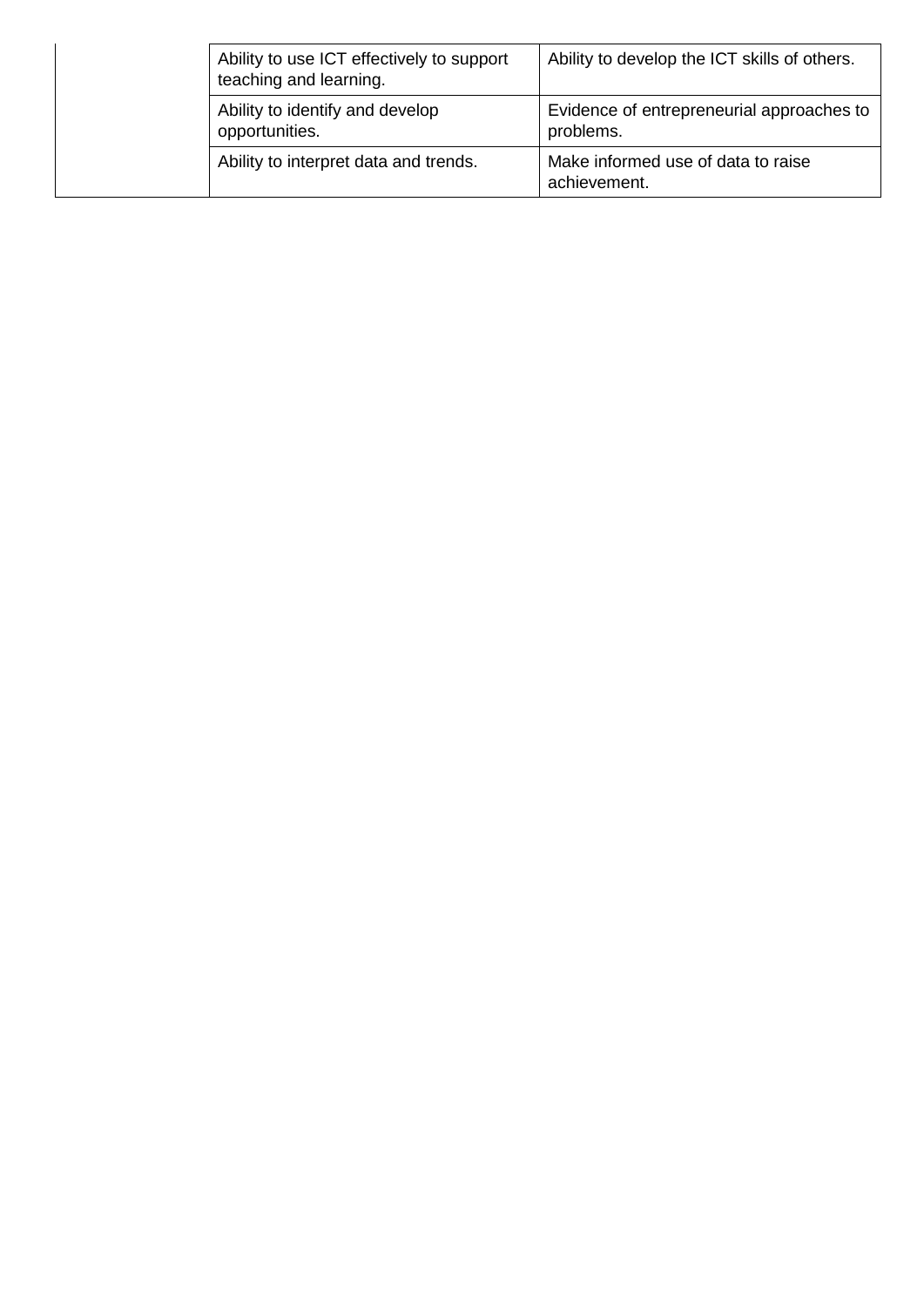| | | |
|---|---|---|
| | Ability to use ICT effectively to support teaching and learning. | Ability to develop the ICT skills of others. |
| | Ability to identify and develop opportunities. | Evidence of entrepreneurial approaches to problems. |
| | Ability to interpret data and trends. | Make informed use of data to raise achievement. |